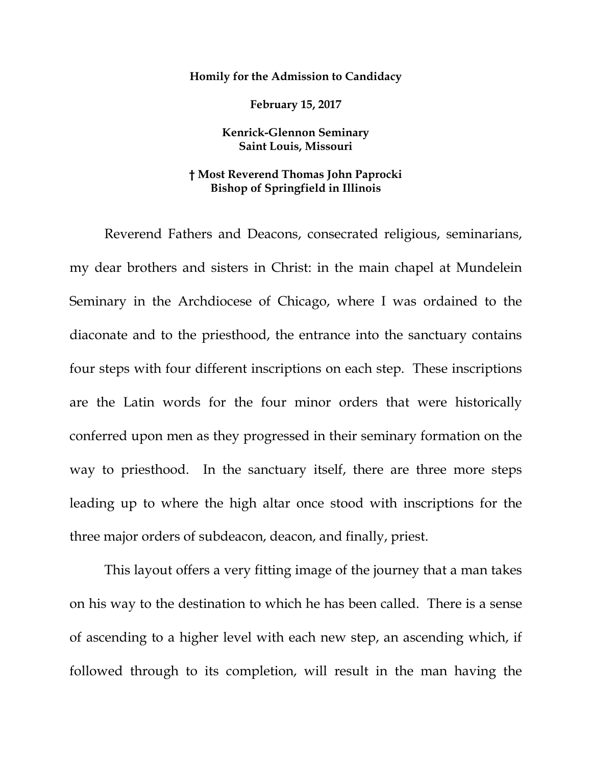**Homily for the Admission to Candidacy**

**February 15, 2017**

**Kenrick-Glennon Seminary**
**Saint Louis, Missouri**

**† Most Reverend Thomas John Paprocki**
**Bishop of Springfield in Illinois**

Reverend Fathers and Deacons, consecrated religious, seminarians, my dear brothers and sisters in Christ: in the main chapel at Mundelein Seminary in the Archdiocese of Chicago, where I was ordained to the diaconate and to the priesthood, the entrance into the sanctuary contains four steps with four different inscriptions on each step. These inscriptions are the Latin words for the four minor orders that were historically conferred upon men as they progressed in their seminary formation on the way to priesthood. In the sanctuary itself, there are three more steps leading up to where the high altar once stood with inscriptions for the three major orders of subdeacon, deacon, and finally, priest.

This layout offers a very fitting image of the journey that a man takes on his way to the destination to which he has been called. There is a sense of ascending to a higher level with each new step, an ascending which, if followed through to its completion, will result in the man having the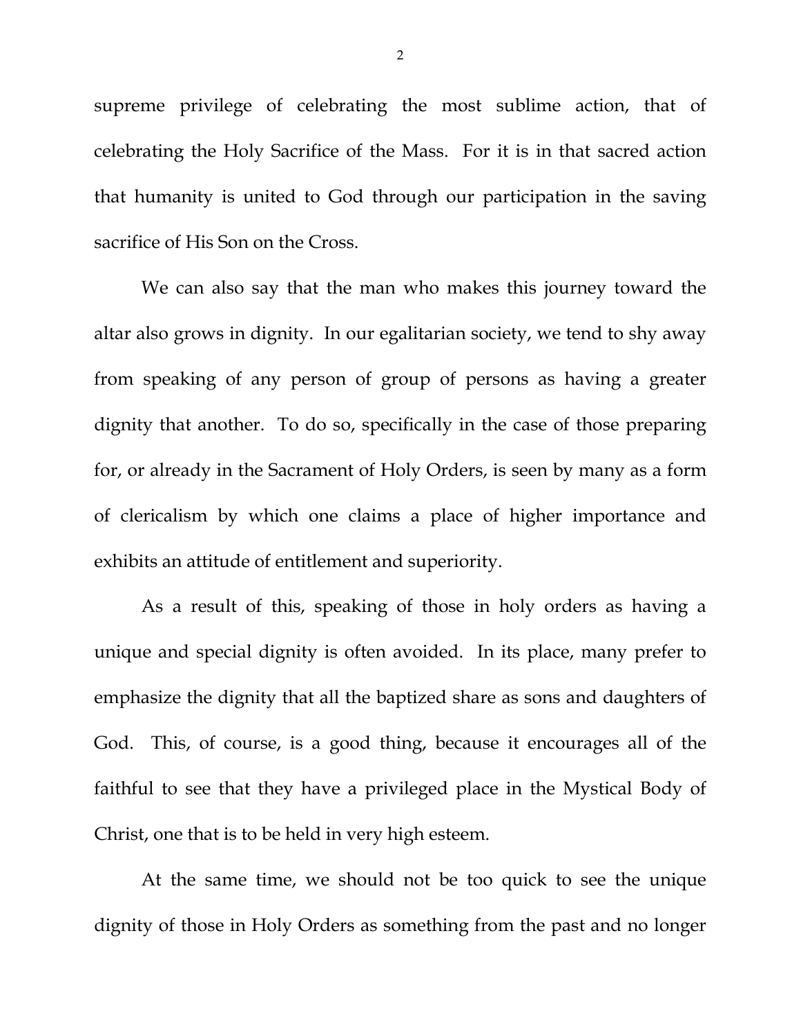supreme privilege of celebrating the most sublime action, that of celebrating the Holy Sacrifice of the Mass. For it is in that sacred action that humanity is united to God through our participation in the saving sacrifice of His Son on the Cross.

We can also say that the man who makes this journey toward the altar also grows in dignity. In our egalitarian society, we tend to shy away from speaking of any person of group of persons as having a greater dignity that another. To do so, specifically in the case of those preparing for, or already in the Sacrament of Holy Orders, is seen by many as a form of clericalism by which one claims a place of higher importance and exhibits an attitude of entitlement and superiority.

As a result of this, speaking of those in holy orders as having a unique and special dignity is often avoided. In its place, many prefer to emphasize the dignity that all the baptized share as sons and daughters of God. This, of course, is a good thing, because it encourages all of the faithful to see that they have a privileged place in the Mystical Body of Christ, one that is to be held in very high esteem.

At the same time, we should not be too quick to see the unique dignity of those in Holy Orders as something from the past and no longer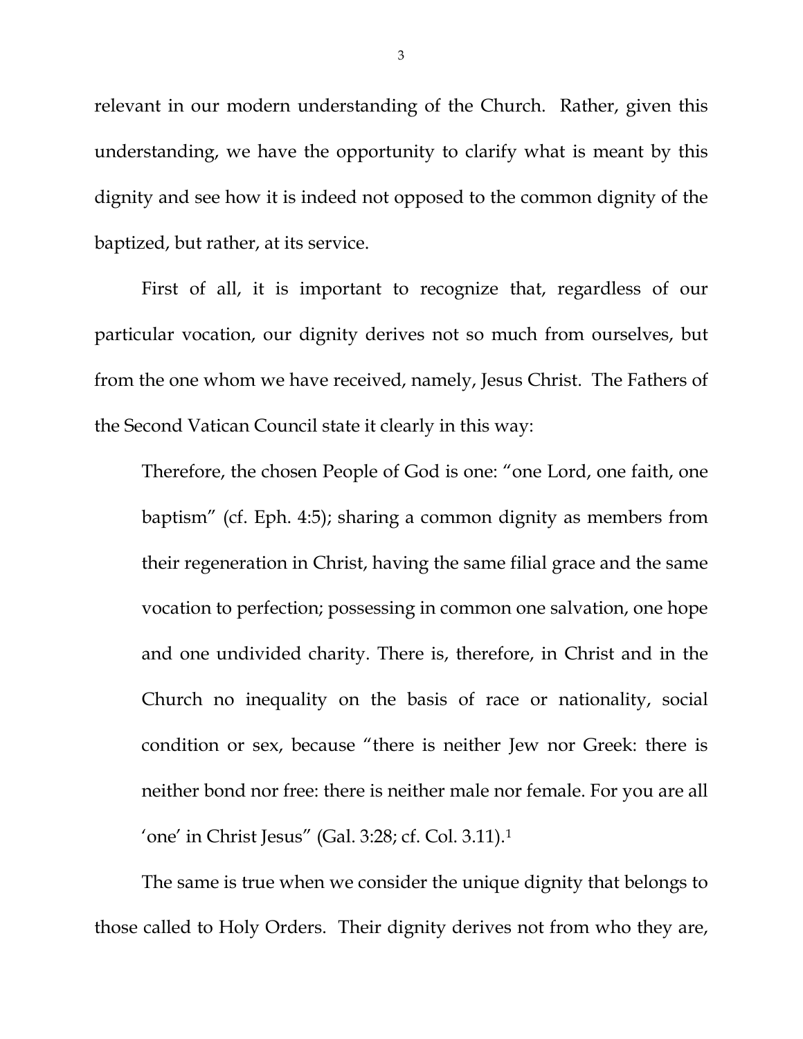relevant in our modern understanding of the Church. Rather, given this understanding, we have the opportunity to clarify what is meant by this dignity and see how it is indeed not opposed to the common dignity of the baptized, but rather, at its service.

First of all, it is important to recognize that, regardless of our particular vocation, our dignity derives not so much from ourselves, but from the one whom we have received, namely, Jesus Christ. The Fathers of the Second Vatican Council state it clearly in this way:

> Therefore, the chosen People of God is one: "one Lord, one faith, one baptism" (cf. Eph. 4:5); sharing a common dignity as members from their regeneration in Christ, having the same filial grace and the same vocation to perfection; possessing in common one salvation, one hope and one undivided charity. There is, therefore, in Christ and in the Church no inequality on the basis of race or nationality, social condition or sex, because "there is neither Jew nor Greek: there is neither bond nor free: there is neither male nor female. For you are all 'one' in Christ Jesus" (Gal. 3:28; cf. Col. 3.11).[1]

The same is true when we consider the unique dignity that belongs to those called to Holy Orders. Their dignity derives not from who they are,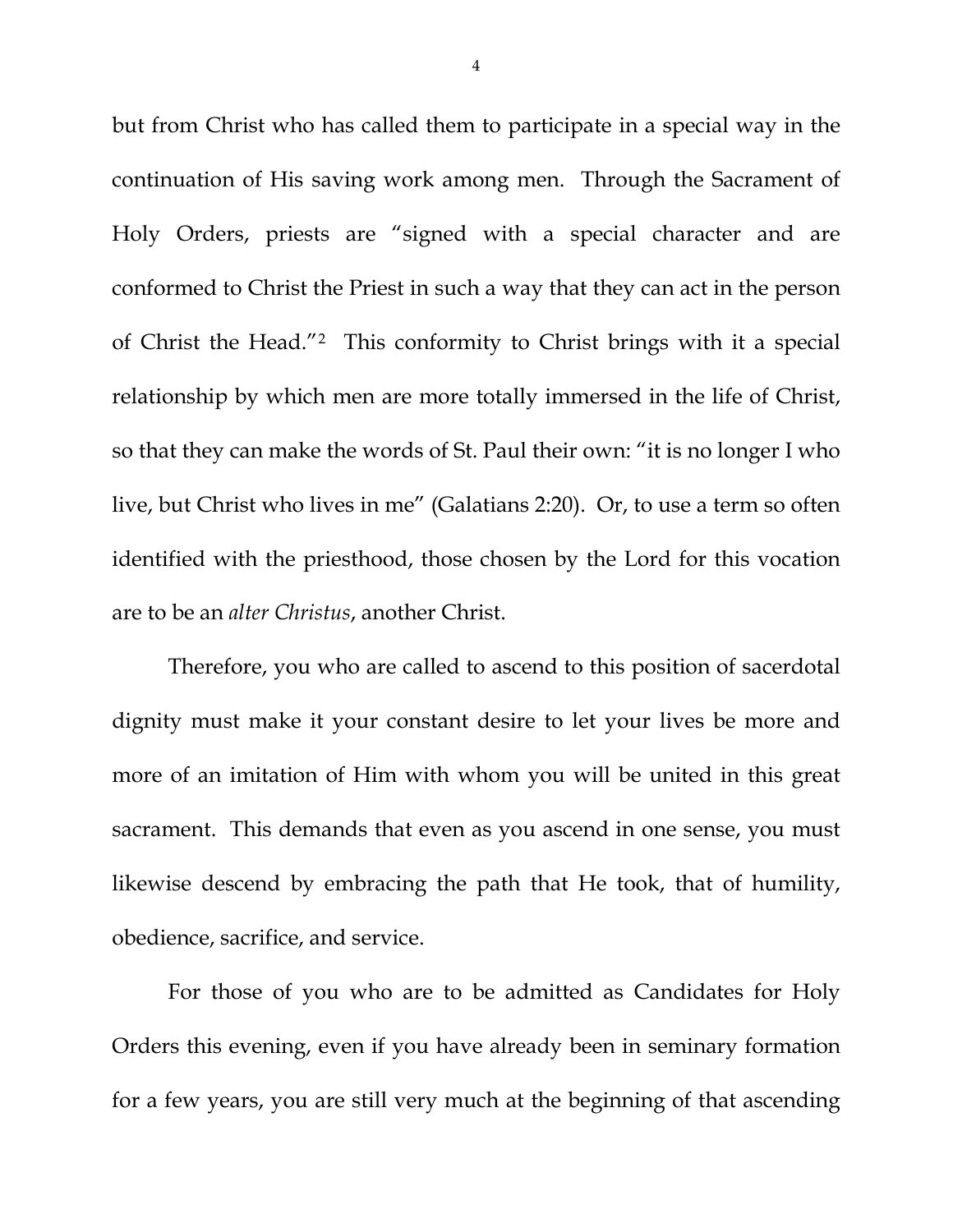but from Christ who has called them to participate in a special way in the continuation of His saving work among men. Through the Sacrament of Holy Orders, priests are "signed with a special character and are conformed to Christ the Priest in such a way that they can act in the person of Christ the Head."[2] This conformity to Christ brings with it a special relationship by which men are more totally immersed in the life of Christ, so that they can make the words of St. Paul their own: "it is no longer I who live, but Christ who lives in me" (Galatians 2:20). Or, to use a term so often identified with the priesthood, those chosen by the Lord for this vocation are to be an *alter Christus*, another Christ.

Therefore, you who are called to ascend to this position of sacerdotal dignity must make it your constant desire to let your lives be more and more of an imitation of Him with whom you will be united in this great sacrament. This demands that even as you ascend in one sense, you must likewise descend by embracing the path that He took, that of humility, obedience, sacrifice, and service.

For those of you who are to be admitted as Candidates for Holy Orders this evening, even if you have already been in seminary formation for a few years, you are still very much at the beginning of that ascending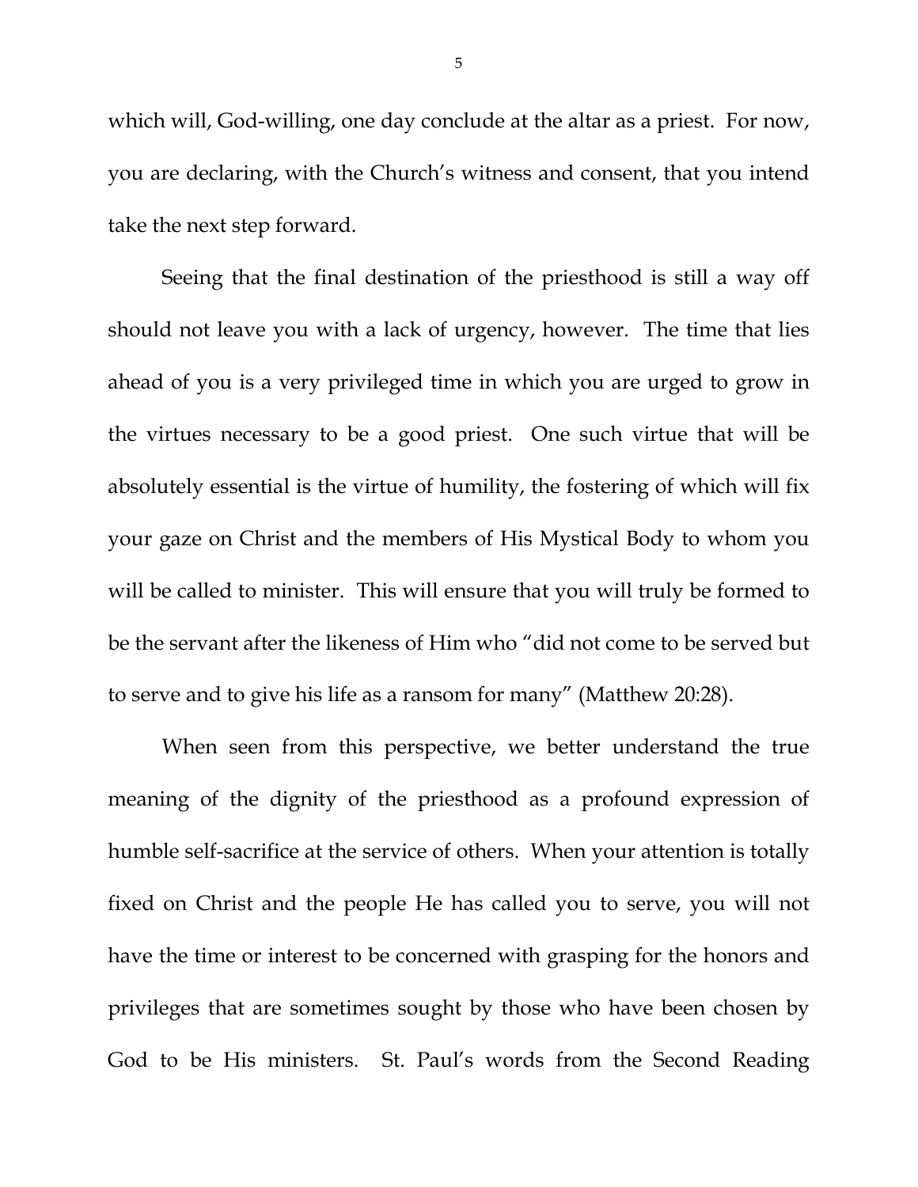which will, God-willing, one day conclude at the altar as a priest. For now, you are declaring, with the Church's witness and consent, that you intend take the next step forward.

Seeing that the final destination of the priesthood is still a way off should not leave you with a lack of urgency, however. The time that lies ahead of you is a very privileged time in which you are urged to grow in the virtues necessary to be a good priest. One such virtue that will be absolutely essential is the virtue of humility, the fostering of which will fix your gaze on Christ and the members of His Mystical Body to whom you will be called to minister. This will ensure that you will truly be formed to be the servant after the likeness of Him who "did not come to be served but to serve and to give his life as a ransom for many" (Matthew 20:28).

When seen from this perspective, we better understand the true meaning of the dignity of the priesthood as a profound expression of humble self-sacrifice at the service of others. When your attention is totally fixed on Christ and the people He has called you to serve, you will not have the time or interest to be concerned with grasping for the honors and privileges that are sometimes sought by those who have been chosen by God to be His ministers. St. Paul's words from the Second Reading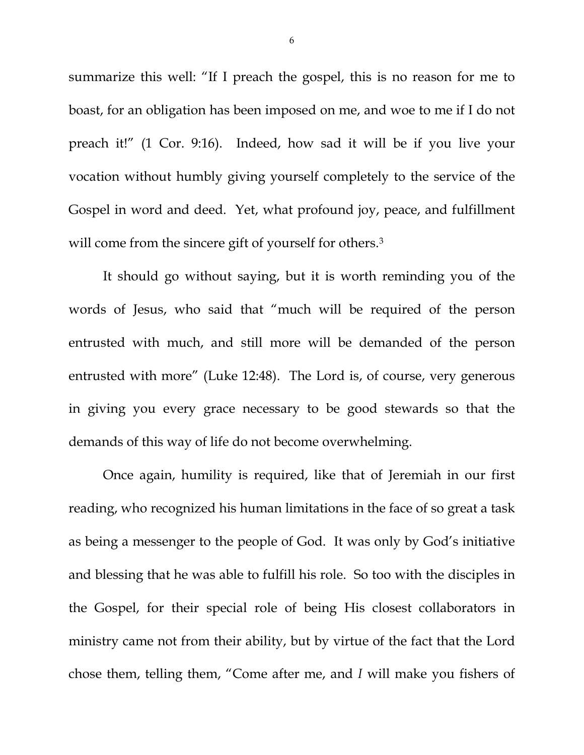summarize this well: "If I preach the gospel, this is no reason for me to boast, for an obligation has been imposed on me, and woe to me if I do not preach it!" (1 Cor. 9:16). Indeed, how sad it will be if you live your vocation without humbly giving yourself completely to the service of the Gospel in word and deed. Yet, what profound joy, peace, and fulfillment will come from the sincere gift of yourself for others.[3]

It should go without saying, but it is worth reminding you of the words of Jesus, who said that "much will be required of the person entrusted with much, and still more will be demanded of the person entrusted with more" (Luke 12:48). The Lord is, of course, very generous in giving you every grace necessary to be good stewards so that the demands of this way of life do not become overwhelming.

Once again, humility is required, like that of Jeremiah in our first reading, who recognized his human limitations in the face of so great a task as being a messenger to the people of God. It was only by God's initiative and blessing that he was able to fulfill his role. So too with the disciples in the Gospel, for their special role of being His closest collaborators in ministry came not from their ability, but by virtue of the fact that the Lord chose them, telling them, "Come after me, and *I* will make you fishers of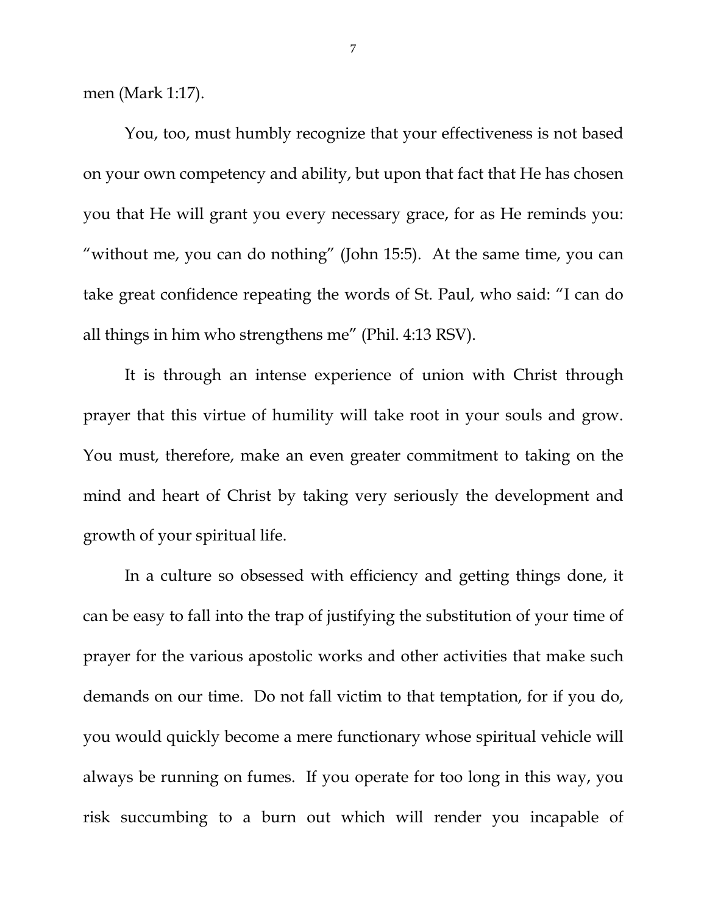men (Mark 1:17).

You, too, must humbly recognize that your effectiveness is not based on your own competency and ability, but upon that fact that He has chosen you that He will grant you every necessary grace, for as He reminds you: "without me, you can do nothing" (John 15:5). At the same time, you can take great confidence repeating the words of St. Paul, who said: "I can do all things in him who strengthens me" (Phil. 4:13 RSV).

It is through an intense experience of union with Christ through prayer that this virtue of humility will take root in your souls and grow. You must, therefore, make an even greater commitment to taking on the mind and heart of Christ by taking very seriously the development and growth of your spiritual life.

In a culture so obsessed with efficiency and getting things done, it can be easy to fall into the trap of justifying the substitution of your time of prayer for the various apostolic works and other activities that make such demands on our time. Do not fall victim to that temptation, for if you do, you would quickly become a mere functionary whose spiritual vehicle will always be running on fumes. If you operate for too long in this way, you risk succumbing to a burn out which will render you incapable of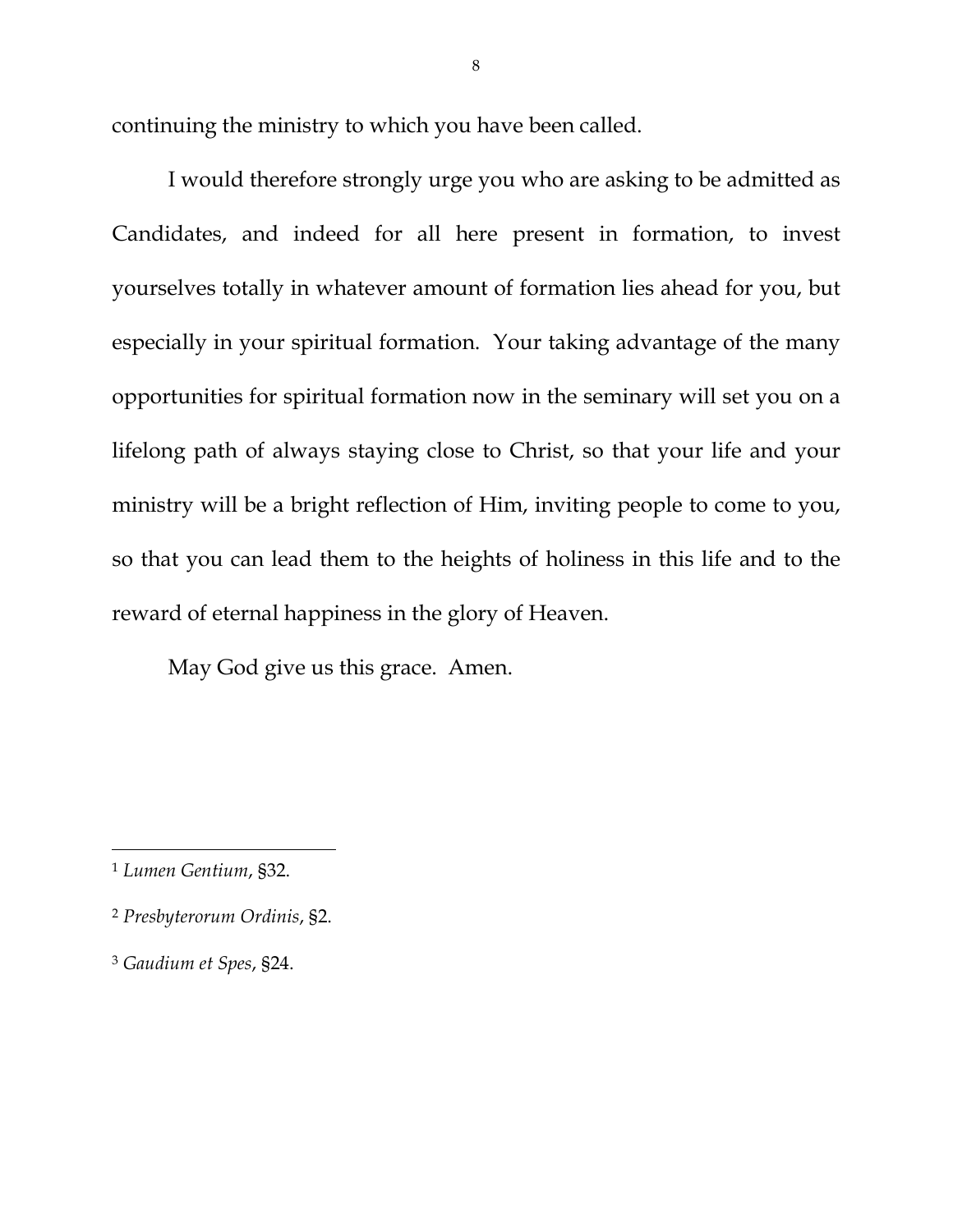continuing the ministry to which you have been called.

I would therefore strongly urge you who are asking to be admitted as Candidates, and indeed for all here present in formation, to invest yourselves totally in whatever amount of formation lies ahead for you, but especially in your spiritual formation. Your taking advantage of the many opportunities for spiritual formation now in the seminary will set you on a lifelong path of always staying close to Christ, so that your life and your ministry will be a bright reflection of Him, inviting people to come to you, so that you can lead them to the heights of holiness in this life and to the reward of eternal happiness in the glory of Heaven.

May God give us this grace. Amen.

---

[1] *Lumen Gentium*, §32.

[2] *Presbyterorum Ordinis*, §2.

[3] *Gaudium et Spes*, §24.